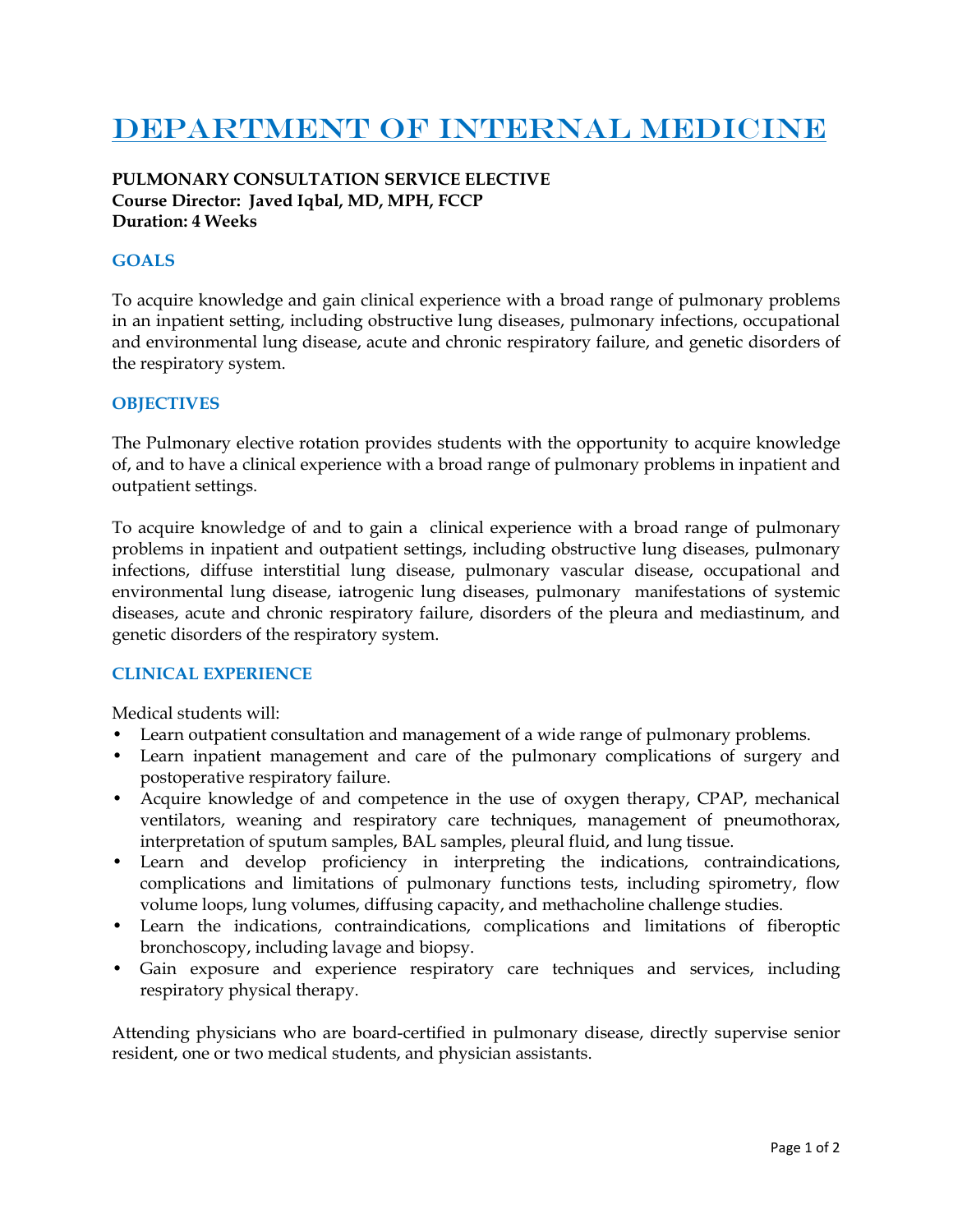# DEPARTMENT OF INTERNAL MEDICINE

**PULMONARY CONSULTATION SERVICE ELECTIVE**
**Course Director: Javed Iqbal, MD, MPH, FCCP**
**Duration: 4 Weeks**

## GOALS

To acquire knowledge and gain clinical experience with a broad range of pulmonary problems in an inpatient setting, including obstructive lung diseases, pulmonary infections, occupational and environmental lung disease, acute and chronic respiratory failure, and genetic disorders of the respiratory system.

## OBJECTIVES

The Pulmonary elective rotation provides students with the opportunity to acquire knowledge of, and to have a clinical experience with a broad range of pulmonary problems in inpatient and outpatient settings.

To acquire knowledge of and to gain a clinical experience with a broad range of pulmonary problems in inpatient and outpatient settings, including obstructive lung diseases, pulmonary infections, diffuse interstitial lung disease, pulmonary vascular disease, occupational and environmental lung disease, iatrogenic lung diseases, pulmonary manifestations of systemic diseases, acute and chronic respiratory failure, disorders of the pleura and mediastinum, and genetic disorders of the respiratory system.

## CLINICAL EXPERIENCE

Medical students will:

- Learn outpatient consultation and management of a wide range of pulmonary problems.
- Learn inpatient management and care of the pulmonary complications of surgery and postoperative respiratory failure.
- Acquire knowledge of and competence in the use of oxygen therapy, CPAP, mechanical ventilators, weaning and respiratory care techniques, management of pneumothorax, interpretation of sputum samples, BAL samples, pleural fluid, and lung tissue.
- Learn and develop proficiency in interpreting the indications, contraindications, complications and limitations of pulmonary functions tests, including spirometry, flow volume loops, lung volumes, diffusing capacity, and methacholine challenge studies.
- Learn the indications, contraindications, complications and limitations of fiberoptic bronchoscopy, including lavage and biopsy.
- Gain exposure and experience respiratory care techniques and services, including respiratory physical therapy.

Attending physicians who are board-certified in pulmonary disease, directly supervise senior resident, one or two medical students, and physician assistants.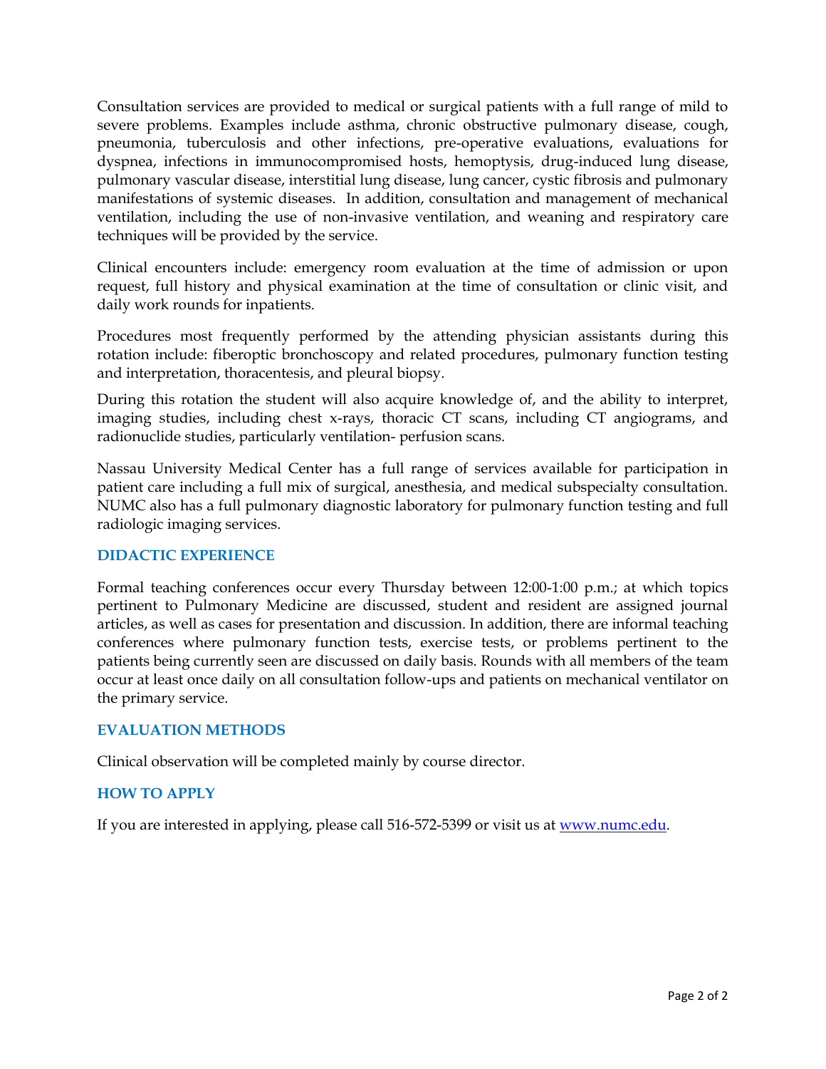Consultation services are provided to medical or surgical patients with a full range of mild to severe problems. Examples include asthma, chronic obstructive pulmonary disease, cough, pneumonia, tuberculosis and other infections, pre-operative evaluations, evaluations for dyspnea, infections in immunocompromised hosts, hemoptysis, drug-induced lung disease, pulmonary vascular disease, interstitial lung disease, lung cancer, cystic fibrosis and pulmonary manifestations of systemic diseases. In addition, consultation and management of mechanical ventilation, including the use of non-invasive ventilation, and weaning and respiratory care techniques will be provided by the service.

Clinical encounters include: emergency room evaluation at the time of admission or upon request, full history and physical examination at the time of consultation or clinic visit, and daily work rounds for inpatients.

Procedures most frequently performed by the attending physician assistants during this rotation include: fiberoptic bronchoscopy and related procedures, pulmonary function testing and interpretation, thoracentesis, and pleural biopsy.

During this rotation the student will also acquire knowledge of, and the ability to interpret, imaging studies, including chest x-rays, thoracic CT scans, including CT angiograms, and radionuclide studies, particularly ventilation- perfusion scans.

Nassau University Medical Center has a full range of services available for participation in patient care including a full mix of surgical, anesthesia, and medical subspecialty consultation. NUMC also has a full pulmonary diagnostic laboratory for pulmonary function testing and full radiologic imaging services.

## DIDACTIC EXPERIENCE

Formal teaching conferences occur every Thursday between 12:00-1:00 p.m.; at which topics pertinent to Pulmonary Medicine are discussed, student and resident are assigned journal articles, as well as cases for presentation and discussion. In addition, there are informal teaching conferences where pulmonary function tests, exercise tests, or problems pertinent to the patients being currently seen are discussed on daily basis. Rounds with all members of the team occur at least once daily on all consultation follow-ups and patients on mechanical ventilator on the primary service.

## EVALUATION METHODS

Clinical observation will be completed mainly by course director.

## HOW TO APPLY

If you are interested in applying, please call 516-572-5399 or visit us at [www.numc.edu](http://www.numc.edu).